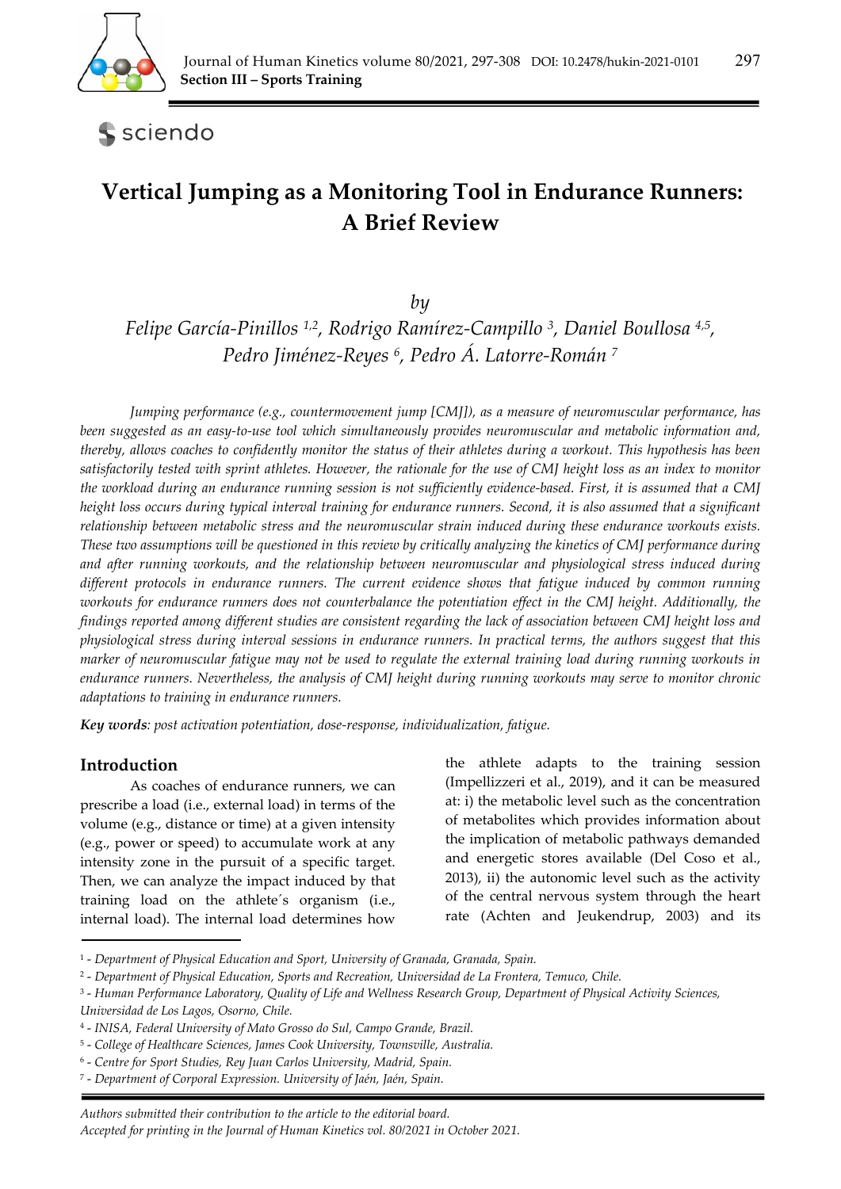# Vertical Jumping as a Monitoring Tool in Endurance Runners: A Brief Review

*by*

*Felipe García-Pinillos [1,2], Rodrigo Ramírez-Campillo [3], Daniel Boullosa [4,5], Pedro Jiménez-Reyes [6], Pedro Á. Latorre-Román [7]*

*Jumping performance (e.g., countermovement jump [CMJ]), as a measure of neuromuscular performance, has been suggested as an easy-to-use tool which simultaneously provides neuromuscular and metabolic information and, thereby, allows coaches to confidently monitor the status of their athletes during a workout. This hypothesis has been satisfactorily tested with sprint athletes. However, the rationale for the use of CMJ height loss as an index to monitor the workload during an endurance running session is not sufficiently evidence-based. First, it is assumed that a CMJ height loss occurs during typical interval training for endurance runners. Second, it is also assumed that a significant relationship between metabolic stress and the neuromuscular strain induced during these endurance workouts exists. These two assumptions will be questioned in this review by critically analyzing the kinetics of CMJ performance during and after running workouts, and the relationship between neuromuscular and physiological stress induced during different protocols in endurance runners. The current evidence shows that fatigue induced by common running workouts for endurance runners does not counterbalance the potentiation effect in the CMJ height. Additionally, the findings reported among different studies are consistent regarding the lack of association between CMJ height loss and physiological stress during interval sessions in endurance runners. In practical terms, the authors suggest that this marker of neuromuscular fatigue may not be used to regulate the external training load during running workouts in endurance runners. Nevertheless, the analysis of CMJ height during running workouts may serve to monitor chronic adaptations to training in endurance runners.*

***Key words**: post activation potentiation, dose-response, individualization, fatigue.*

## Introduction

As coaches of endurance runners, we can prescribe a load (i.e., external load) in terms of the volume (e.g., distance or time) at a given intensity (e.g., power or speed) to accumulate work at any intensity zone in the pursuit of a specific target. Then, we can analyze the impact induced by that training load on the athlete´s organism (i.e., internal load). The internal load determines how the athlete adapts to the training session (Impellizzeri et al., 2019), and it can be measured at: i) the metabolic level such as the concentration of metabolites which provides information about the implication of metabolic pathways demanded and energetic stores available (Del Coso et al., 2013), ii) the autonomic level such as the activity of the central nervous system through the heart rate (Achten and Jeukendrup, 2003) and its

[1] - *Department of Physical Education and Sport, University of Granada, Granada, Spain.*
[2] - *Department of Physical Education, Sports and Recreation, Universidad de La Frontera, Temuco, Chile.*
[3] - *Human Performance Laboratory, Quality of Life and Wellness Research Group, Department of Physical Activity Sciences, Universidad de Los Lagos, Osorno, Chile.*
[4] - *INISA, Federal University of Mato Grosso do Sul, Campo Grande, Brazil.*
[5] - *College of Healthcare Sciences, James Cook University, Townsville, Australia.*
[6] - *Centre for Sport Studies, Rey Juan Carlos University, Madrid, Spain.*
[7] - *Department of Corporal Expression. University of Jaén, Jaén, Spain.*

*Authors submitted their contribution to the article to the editorial board.*
*Accepted for printing in the Journal of Human Kinetics vol. 80/2021 in October 2021.*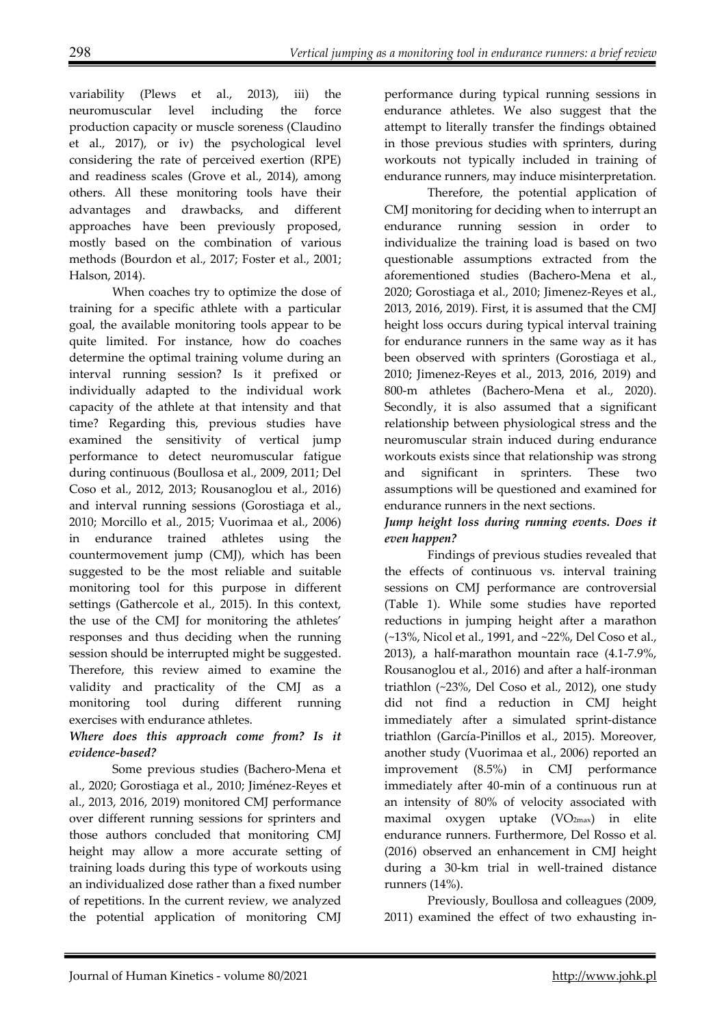variability (Plews et al., 2013), iii) the neuromuscular level including the force production capacity or muscle soreness (Claudino et al., 2017), or iv) the psychological level considering the rate of perceived exertion (RPE) and readiness scales (Grove et al., 2014), among others. All these monitoring tools have their advantages and drawbacks, and different approaches have been previously proposed, mostly based on the combination of various methods (Bourdon et al., 2017; Foster et al., 2001; Halson, 2014).

When coaches try to optimize the dose of training for a specific athlete with a particular goal, the available monitoring tools appear to be quite limited. For instance, how do coaches determine the optimal training volume during an interval running session? Is it prefixed or individually adapted to the individual work capacity of the athlete at that intensity and that time? Regarding this, previous studies have examined the sensitivity of vertical jump performance to detect neuromuscular fatigue during continuous (Boullosa et al., 2009, 2011; Del Coso et al., 2012, 2013; Rousanoglou et al., 2016) and interval running sessions (Gorostiaga et al., 2010; Morcillo et al., 2015; Vuorimaa et al., 2006) in endurance trained athletes using the countermovement jump (CMJ), which has been suggested to be the most reliable and suitable monitoring tool for this purpose in different settings (Gathercole et al., 2015). In this context, the use of the CMJ for monitoring the athletes' responses and thus deciding when the running session should be interrupted might be suggested. Therefore, this review aimed to examine the validity and practicality of the CMJ as a monitoring tool during different running exercises with endurance athletes.

### *Where does this approach come from? Is it evidence-based?*

Some previous studies (Bachero-Mena et al., 2020; Gorostiaga et al., 2010; Jiménez-Reyes et al., 2013, 2016, 2019) monitored CMJ performance over different running sessions for sprinters and those authors concluded that monitoring CMJ height may allow a more accurate setting of training loads during this type of workouts using an individualized dose rather than a fixed number of repetitions. In the current review, we analyzed the potential application of monitoring CMJ performance during typical running sessions in endurance athletes. We also suggest that the attempt to literally transfer the findings obtained in those previous studies with sprinters, during workouts not typically included in training of endurance runners, may induce misinterpretation.

Therefore, the potential application of CMJ monitoring for deciding when to interrupt an endurance running session in order to individualize the training load is based on two questionable assumptions extracted from the aforementioned studies (Bachero-Mena et al., 2020; Gorostiaga et al., 2010; Jimenez-Reyes et al., 2013, 2016, 2019). First, it is assumed that the CMJ height loss occurs during typical interval training for endurance runners in the same way as it has been observed with sprinters (Gorostiaga et al., 2010; Jimenez-Reyes et al., 2013, 2016, 2019) and 800-m athletes (Bachero-Mena et al., 2020). Secondly, it is also assumed that a significant relationship between physiological stress and the neuromuscular strain induced during endurance workouts exists since that relationship was strong and significant in sprinters. These two assumptions will be questioned and examined for endurance runners in the next sections.

### *Jump height loss during running events. Does it even happen?*

Findings of previous studies revealed that the effects of continuous vs. interval training sessions on CMJ performance are controversial (Table 1). While some studies have reported reductions in jumping height after a marathon (~13%, Nicol et al., 1991, and ~22%, Del Coso et al., 2013), a half-marathon mountain race (4.1-7.9%, Rousanoglou et al., 2016) and after a half-ironman triathlon (~23%, Del Coso et al., 2012), one study did not find a reduction in CMJ height immediately after a simulated sprint-distance triathlon (García-Pinillos et al., 2015). Moreover, another study (Vuorimaa et al., 2006) reported an improvement (8.5%) in CMJ performance immediately after 40-min of a continuous run at an intensity of 80% of velocity associated with maximal oxygen uptake ($VO_{2max}$) in elite endurance runners. Furthermore, Del Rosso et al. (2016) observed an enhancement in CMJ height during a 30-km trial in well-trained distance runners (14%).

Previously, Boullosa and colleagues (2009, 2011) examined the effect of two exhausting in-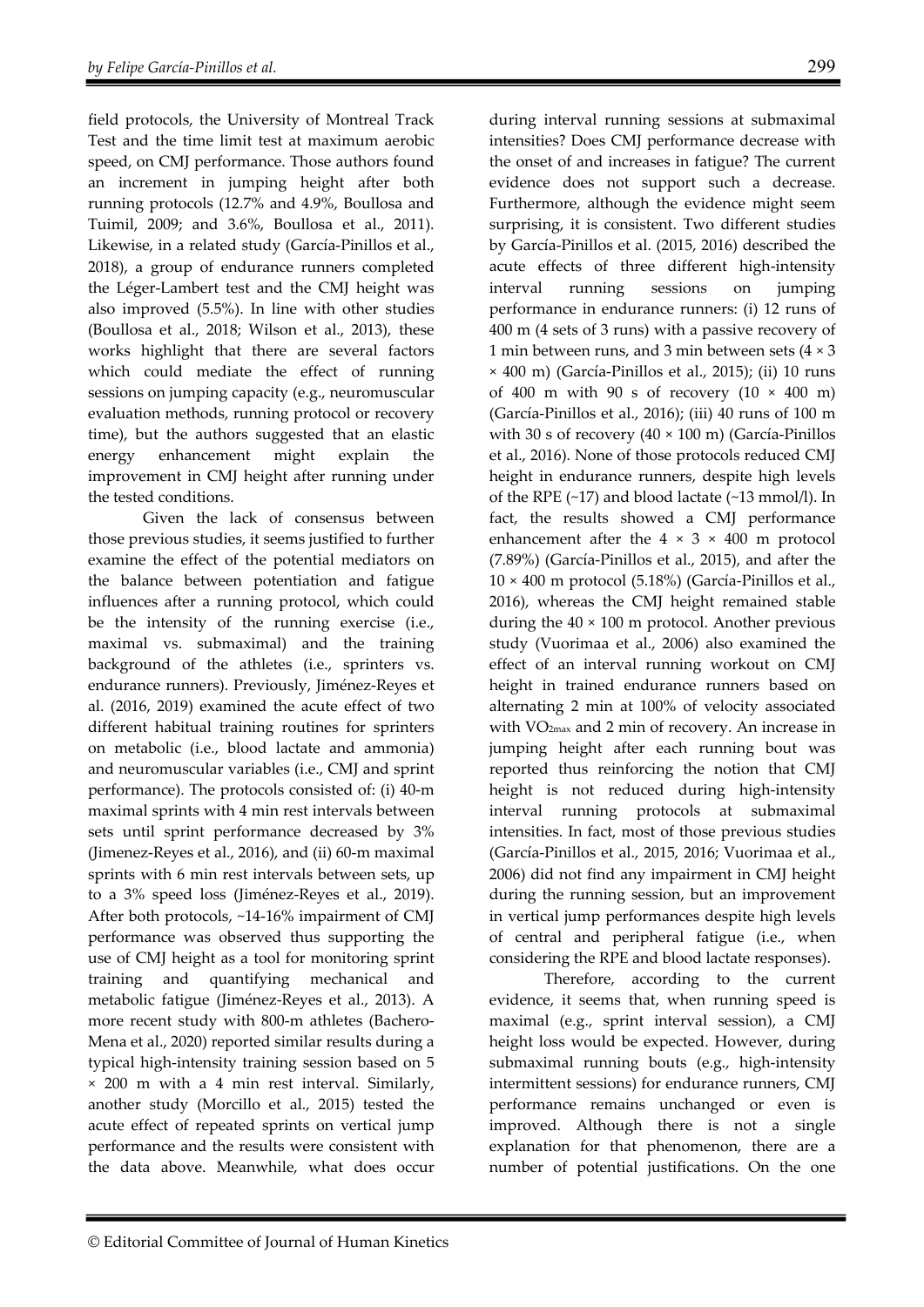field protocols, the University of Montreal Track Test and the time limit test at maximum aerobic speed, on CMJ performance. Those authors found an increment in jumping height after both running protocols (12.7% and 4.9%, Boullosa and Tuimil, 2009; and 3.6%, Boullosa et al., 2011). Likewise, in a related study (García-Pinillos et al., 2018), a group of endurance runners completed the Léger-Lambert test and the CMJ height was also improved (5.5%). In line with other studies (Boullosa et al., 2018; Wilson et al., 2013), these works highlight that there are several factors which could mediate the effect of running sessions on jumping capacity (e.g., neuromuscular evaluation methods, running protocol or recovery time), but the authors suggested that an elastic energy enhancement might explain the improvement in CMJ height after running under the tested conditions.

Given the lack of consensus between those previous studies, it seems justified to further examine the effect of the potential mediators on the balance between potentiation and fatigue influences after a running protocol, which could be the intensity of the running exercise (i.e., maximal vs. submaximal) and the training background of the athletes (i.e., sprinters vs. endurance runners). Previously, Jiménez-Reyes et al. (2016, 2019) examined the acute effect of two different habitual training routines for sprinters on metabolic (i.e., blood lactate and ammonia) and neuromuscular variables (i.e., CMJ and sprint performance). The protocols consisted of: (i) 40-m maximal sprints with 4 min rest intervals between sets until sprint performance decreased by 3% (Jimenez-Reyes et al., 2016), and (ii) 60-m maximal sprints with 6 min rest intervals between sets, up to a 3% speed loss (Jiménez-Reyes et al., 2019). After both protocols, ~14-16% impairment of CMJ performance was observed thus supporting the use of CMJ height as a tool for monitoring sprint training and quantifying mechanical and metabolic fatigue (Jiménez-Reyes et al., 2013). A more recent study with 800-m athletes (Bachero-Mena et al., 2020) reported similar results during a typical high-intensity training session based on 5 × 200 m with a 4 min rest interval. Similarly, another study (Morcillo et al., 2015) tested the acute effect of repeated sprints on vertical jump performance and the results were consistent with the data above. Meanwhile, what does occur during interval running sessions at submaximal intensities? Does CMJ performance decrease with the onset of and increases in fatigue? The current evidence does not support such a decrease. Furthermore, although the evidence might seem surprising, it is consistent. Two different studies by García-Pinillos et al. (2015, 2016) described the acute effects of three different high-intensity interval running sessions on jumping performance in endurance runners: (i) 12 runs of 400 m (4 sets of 3 runs) with a passive recovery of 1 min between runs, and 3 min between sets (4 × 3 × 400 m) (García-Pinillos et al., 2015); (ii) 10 runs of 400 m with 90 s of recovery (10 × 400 m) (García-Pinillos et al., 2016); (iii) 40 runs of 100 m with 30 s of recovery (40 × 100 m) (García-Pinillos et al., 2016). None of those protocols reduced CMJ height in endurance runners, despite high levels of the RPE (~17) and blood lactate (~13 mmol/l). In fact, the results showed a CMJ performance enhancement after the 4 × 3 × 400 m protocol (7.89%) (García-Pinillos et al., 2015), and after the 10 × 400 m protocol (5.18%) (García-Pinillos et al., 2016), whereas the CMJ height remained stable during the 40 × 100 m protocol. Another previous study (Vuorimaa et al., 2006) also examined the effect of an interval running workout on CMJ height in trained endurance runners based on alternating 2 min at 100% of velocity associated with $VO_{2max}$ and 2 min of recovery. An increase in jumping height after each running bout was reported thus reinforcing the notion that CMJ height is not reduced during high-intensity interval running protocols at submaximal intensities. In fact, most of those previous studies (García-Pinillos et al., 2015, 2016; Vuorimaa et al., 2006) did not find any impairment in CMJ height during the running session, but an improvement in vertical jump performances despite high levels of central and peripheral fatigue (i.e., when considering the RPE and blood lactate responses).

Therefore, according to the current evidence, it seems that, when running speed is maximal (e.g., sprint interval session), a CMJ height loss would be expected. However, during submaximal running bouts (e.g., high-intensity intermittent sessions) for endurance runners, CMJ performance remains unchanged or even is improved. Although there is not a single explanation for that phenomenon, there are a number of potential justifications. On the one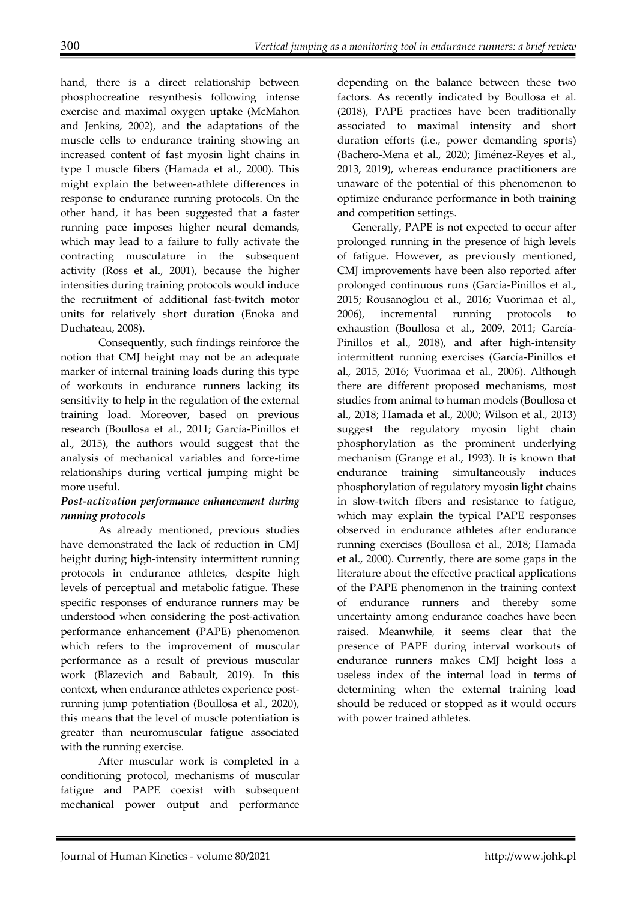hand, there is a direct relationship between phosphocreatine resynthesis following intense exercise and maximal oxygen uptake (McMahon and Jenkins, 2002), and the adaptations of the muscle cells to endurance training showing an increased content of fast myosin light chains in type I muscle fibers (Hamada et al., 2000). This might explain the between-athlete differences in response to endurance running protocols. On the other hand, it has been suggested that a faster running pace imposes higher neural demands, which may lead to a failure to fully activate the contracting musculature in the subsequent activity (Ross et al., 2001), because the higher intensities during training protocols would induce the recruitment of additional fast-twitch motor units for relatively short duration (Enoka and Duchateau, 2008).

Consequently, such findings reinforce the notion that CMJ height may not be an adequate marker of internal training loads during this type of workouts in endurance runners lacking its sensitivity to help in the regulation of the external training load. Moreover, based on previous research (Boullosa et al., 2011; García-Pinillos et al., 2015), the authors would suggest that the analysis of mechanical variables and force-time relationships during vertical jumping might be more useful.

***Post-activation performance enhancement during running protocols***

As already mentioned, previous studies have demonstrated the lack of reduction in CMJ height during high-intensity intermittent running protocols in endurance athletes, despite high levels of perceptual and metabolic fatigue. These specific responses of endurance runners may be understood when considering the post-activation performance enhancement (PAPE) phenomenon which refers to the improvement of muscular performance as a result of previous muscular work (Blazevich and Babault, 2019). In this context, when endurance athletes experience post-running jump potentiation (Boullosa et al., 2020), this means that the level of muscle potentiation is greater than neuromuscular fatigue associated with the running exercise.

After muscular work is completed in a conditioning protocol, mechanisms of muscular fatigue and PAPE coexist with subsequent mechanical power output and performance depending on the balance between these two factors. As recently indicated by Boullosa et al. (2018), PAPE practices have been traditionally associated to maximal intensity and short duration efforts (i.e., power demanding sports) (Bachero-Mena et al., 2020; Jiménez-Reyes et al., 2013, 2019), whereas endurance practitioners are unaware of the potential of this phenomenon to optimize endurance performance in both training and competition settings.

Generally, PAPE is not expected to occur after prolonged running in the presence of high levels of fatigue. However, as previously mentioned, CMJ improvements have been also reported after prolonged continuous runs (García-Pinillos et al., 2015; Rousanoglou et al., 2016; Vuorimaa et al., 2006), incremental running protocols to exhaustion (Boullosa et al., 2009, 2011; García-Pinillos et al., 2018), and after high-intensity intermittent running exercises (García-Pinillos et al., 2015, 2016; Vuorimaa et al., 2006). Although there are different proposed mechanisms, most studies from animal to human models (Boullosa et al., 2018; Hamada et al., 2000; Wilson et al., 2013) suggest the regulatory myosin light chain phosphorylation as the prominent underlying mechanism (Grange et al., 1993). It is known that endurance training simultaneously induces phosphorylation of regulatory myosin light chains in slow-twitch fibers and resistance to fatigue, which may explain the typical PAPE responses observed in endurance athletes after endurance running exercises (Boullosa et al., 2018; Hamada et al., 2000). Currently, there are some gaps in the literature about the effective practical applications of the PAPE phenomenon in the training context of endurance runners and thereby some uncertainty among endurance coaches have been raised. Meanwhile, it seems clear that the presence of PAPE during interval workouts of endurance runners makes CMJ height loss a useless index of the internal load in terms of determining when the external training load should be reduced or stopped as it would occurs with power trained athletes.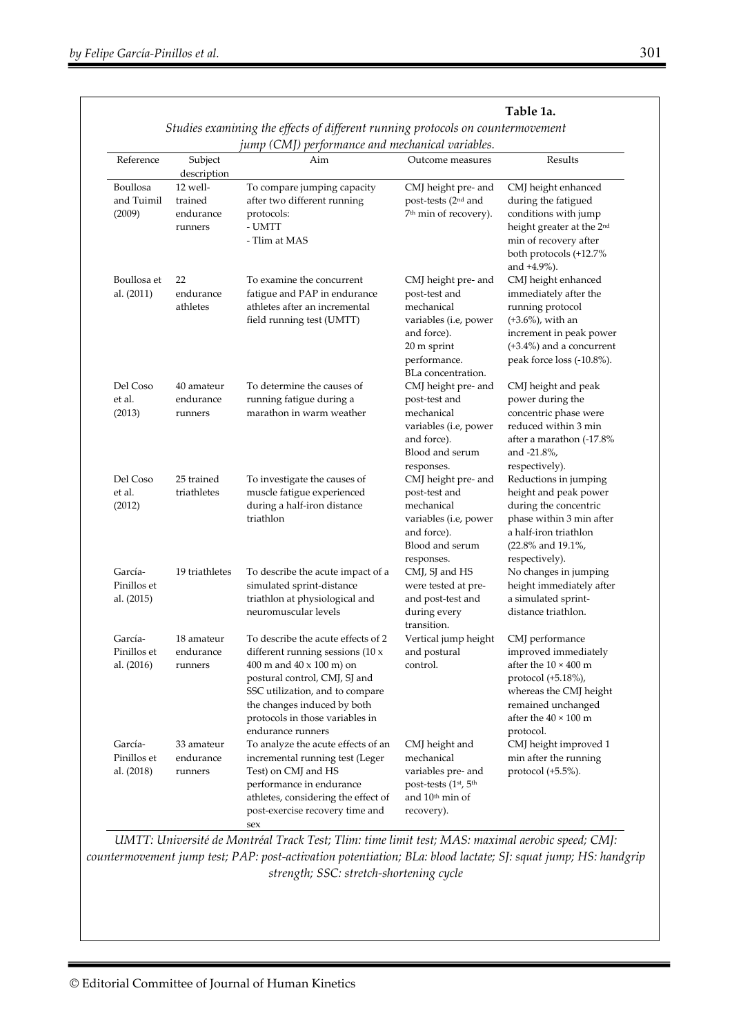**Table 1a.**

*Studies examining the effects of different running protocols on countermovement jump (CMJ) performance and mechanical variables.*

| Reference | Subject description | Aim | Outcome measures | Results |
|---|---|---|---|---|
| Boullosa and Tuimil (2009) | 12 well-trained endurance runners | To compare jumping capacity after two different running protocols: - UMTT - Tlim at MAS | CMJ height pre- and post-tests (2nd and 7th min of recovery). | CMJ height enhanced during the fatigued conditions with jump height greater at the 2nd min of recovery after both protocols (+12.7% and +4.9%). |
| Boullosa et al. (2011) | 22 endurance athletes | To examine the concurrent fatigue and PAP in endurance athletes after an incremental field running test (UMTT) | CMJ height pre- and post-test and mechanical variables (i.e, power and force). 20 m sprint performance. BLa concentration. | CMJ height enhanced immediately after the running protocol (+3.6%), with an increment in peak power (+3.4%) and a concurrent peak force loss (-10.8%). |
| Del Coso et al. (2013) | 40 amateur endurance runners | To determine the causes of running fatigue during a marathon in warm weather | CMJ height pre- and post-test and mechanical variables (i.e, power and force). Blood and serum responses. | CMJ height and peak power during the concentric phase were reduced within 3 min after a marathon (-17.8% and -21.8%, respectively). |
| Del Coso et al. (2012) | 25 trained triathletes | To investigate the causes of muscle fatigue experienced during a half-iron distance triathlon | CMJ height pre- and post-test and mechanical variables (i.e, power and force). Blood and serum responses. | Reductions in jumping height and peak power during the concentric phase within 3 min after a half-iron triathlon (22.8% and 19.1%, respectively). |
| García-Pinillos et al. (2015) | 19 triathletes | To describe the acute impact of a simulated sprint-distance triathlon at physiological and neuromuscular levels | CMJ, SJ and HS were tested at pre- and post-test and during every transition. | No changes in jumping height immediately after a simulated sprint-distance triathlon. |
| García-Pinillos et al. (2016) | 18 amateur endurance runners | To describe the acute effects of 2 different running sessions (10 x 400 m and 40 x 100 m) on postural control, CMJ, SJ and SSC utilization, and to compare the changes induced by both protocols in those variables in endurance runners | Vertical jump height and postural control. | CMJ performance improved immediately after the 10 × 400 m protocol (+5.18%), whereas the CMJ height remained unchanged after the 40 × 100 m protocol. |
| García-Pinillos et al. (2018) | 33 amateur endurance runners | To analyze the acute effects of an incremental running test (Leger Test) on CMJ and HS performance in endurance athletes, considering the effect of post-exercise recovery time and sex | CMJ height and mechanical variables pre- and post-tests (1st, 5th and 10th min of recovery). | CMJ height improved 1 min after the running protocol (+5.5%). |

*UMTT: Université de Montréal Track Test; Tlim: time limit test; MAS: maximal aerobic speed; CMJ: countermovement jump test; PAP: post-activation potentiation; BLa: blood lactate; SJ: squat jump; HS: handgrip strength; SSC: stretch-shortening cycle*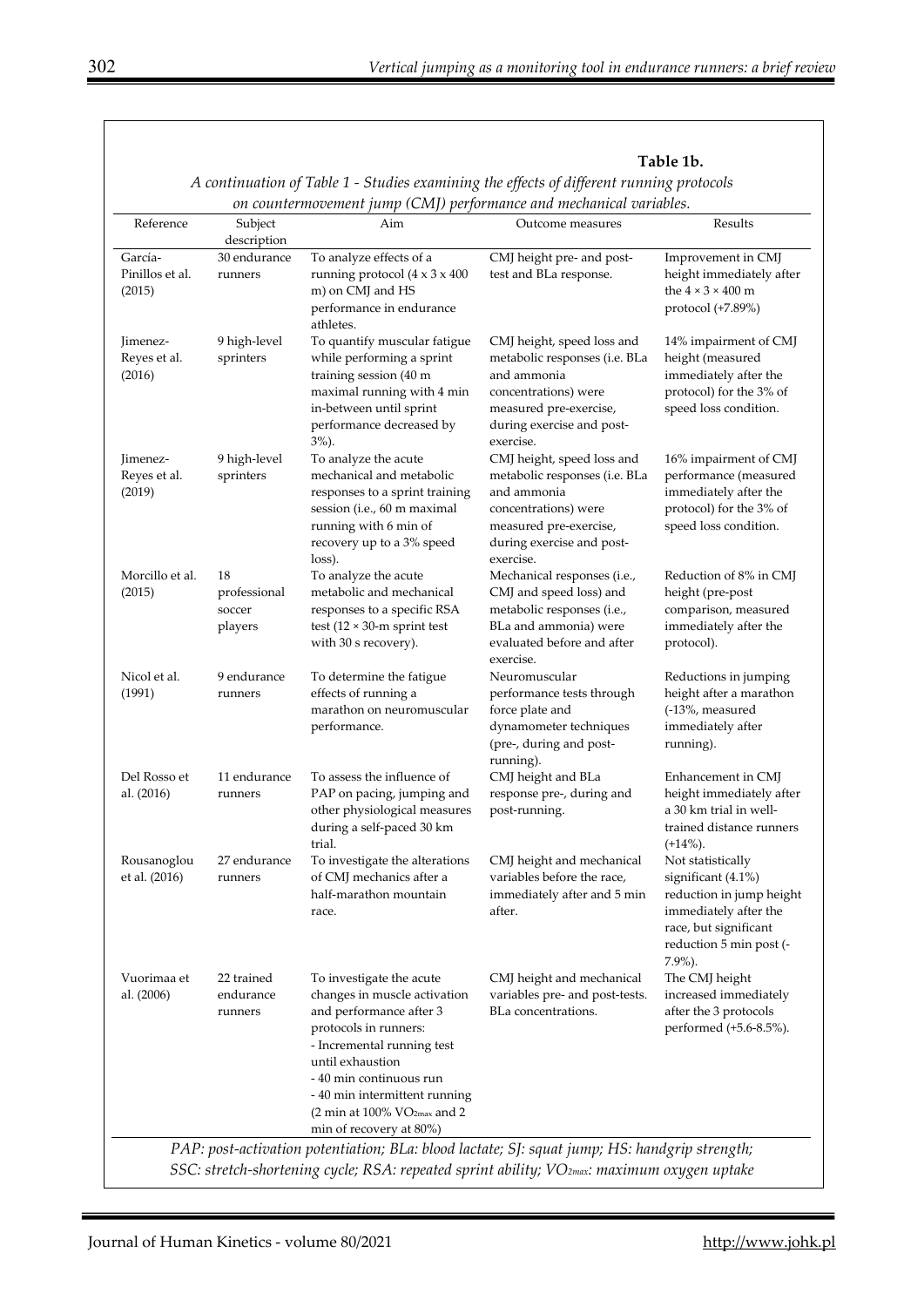**Table 1b.**

*A continuation of Table 1 - Studies examining the effects of different running protocols on countermovement jump (CMJ) performance and mechanical variables.*

| Reference | Subject description | Aim | Outcome measures | Results |
|---|---|---|---|---|
| García-Pinillos et al. (2015) | 30 endurance runners | To analyze effects of a running protocol (4 x 3 x 400 m) on CMJ and HS performance in endurance athletes. | CMJ height pre- and post-test and BLa response. | Improvement in CMJ height immediately after the 4 × 3 × 400 m protocol (+7.89%) |
| Jimenez-Reyes et al. (2016) | 9 high-level sprinters | To quantify muscular fatigue while performing a sprint training session (40 m maximal running with 4 min in-between until sprint performance decreased by 3%). | CMJ height, speed loss and metabolic responses (i.e. BLa and ammonia concentrations) were measured pre-exercise, during exercise and post-exercise. | 14% impairment of CMJ height (measured immediately after the protocol) for the 3% of speed loss condition. |
| Jimenez-Reyes et al. (2019) | 9 high-level sprinters | To analyze the acute mechanical and metabolic responses to a sprint training session (i.e., 60 m maximal running with 6 min of recovery up to a 3% speed loss). | CMJ height, speed loss and metabolic responses (i.e. BLa and ammonia concentrations) were measured pre-exercise, during exercise and post-exercise. | 16% impairment of CMJ performance (measured immediately after the protocol) for the 3% of speed loss condition. |
| Morcillo et al. (2015) | 18 professional soccer players | To analyze the acute metabolic and mechanical responses to a specific RSA test (12 × 30-m sprint test with 30 s recovery). | Mechanical responses (i.e., CMJ and speed loss) and metabolic responses (i.e., BLa and ammonia) were evaluated before and after exercise. | Reduction of 8% in CMJ height (pre-post comparison, measured immediately after the protocol). |
| Nicol et al. (1991) | 9 endurance runners | To determine the fatigue effects of running a marathon on neuromuscular performance. | Neuromuscular performance tests through force plate and dynamometer techniques (pre-, during and post-running). | Reductions in jumping height after a marathon (-13%, measured immediately after running). |
| Del Rosso et al. (2016) | 11 endurance runners | To assess the influence of PAP on pacing, jumping and other physiological measures during a self-paced 30 km trial. | CMJ height and BLa response pre-, during and post-running. | Enhancement in CMJ height immediately after a 30 km trial in well-trained distance runners (+14%). |
| Rousanoglou et al. (2016) | 27 endurance runners | To investigate the alterations of CMJ mechanics after a half-marathon mountain race. | CMJ height and mechanical variables before the race, immediately after and 5 min after. | Not statistically significant (4.1%) reduction in jump height immediately after the race, but significant reduction 5 min post (-7.9%). |
| Vuorimaa et al. (2006) | 22 trained endurance runners | To investigate the acute changes in muscle activation and performance after 3 protocols in runners:<br>- Incremental running test until exhaustion<br>- 40 min continuous run<br>- 40 min intermittent running (2 min at 100% $VO_{2max}$ and 2 min of recovery at 80%) | CMJ height and mechanical variables pre- and post-tests. BLa concentrations. | The CMJ height increased immediately after the 3 protocols performed (+5.6-8.5%). |

*PAP: post-activation potentiation; BLa: blood lactate; SJ: squat jump; HS: handgrip strength; SSC: stretch-shortening cycle; RSA: repeated sprint ability; $VO_{2max}$: maximum oxygen uptake*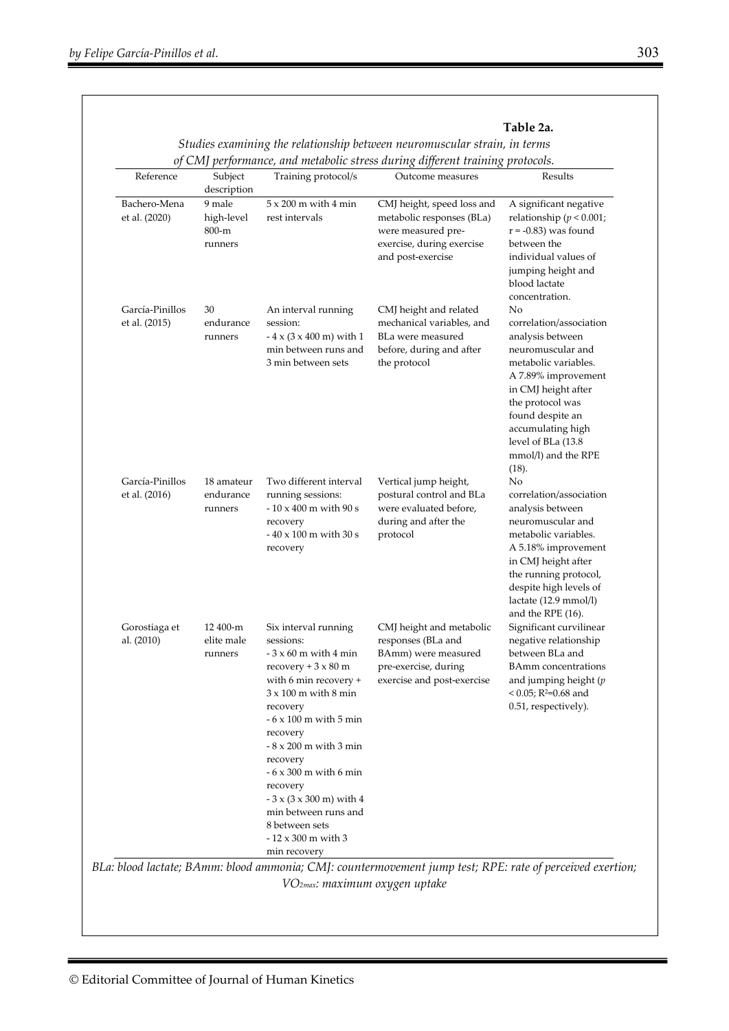**Table 2a.**

*Studies examining the relationship between neuromuscular strain, in terms of CMJ performance, and metabolic stress during different training protocols.*

| Reference | Subject description | Training protocol/s | Outcome measures | Results |
|---|---|---|---|---|
| Bachero-Mena et al. (2020) | 9 male high-level 800-m runners | 5 x 200 m with 4 min rest intervals | CMJ height, speed loss and metabolic responses (BLa) were measured pre-exercise, during exercise and post-exercise | A significant negative relationship ($p < 0.001$; $r = -0.83$) was found between the individual values of jumping height and blood lactate concentration. |
| García-Pinillos et al. (2015) | 30 endurance runners | An interval running session: - 4 x (3 x 400 m) with 1 min between runs and 3 min between sets | CMJ height and related mechanical variables, and BLa were measured before, during and after the protocol | No correlation/association analysis between neuromuscular and metabolic variables. A 7.89% improvement in CMJ height after the protocol was found despite an accumulating high level of BLa (13.8 mmol/l) and the RPE (18). |
| García-Pinillos et al. (2016) | 18 amateur endurance runners | Two different interval running sessions: - 10 x 400 m with 90 s recovery - 40 x 100 m with 30 s recovery | Vertical jump height, postural control and BLa were evaluated before, during and after the protocol | No correlation/association analysis between neuromuscular and metabolic variables. A 5.18% improvement in CMJ height after the running protocol, despite high levels of lactate (12.9 mmol/l) and the RPE (16). |
| Gorostiaga et al. (2010) | 12 400-m elite male runners | Six interval running sessions: - 3 x 60 m with 4 min recovery + 3 x 80 m with 6 min recovery + 3 x 100 m with 8 min recovery - 6 x 100 m with 5 min recovery - 8 x 200 m with 3 min recovery - 6 x 300 m with 6 min recovery - 3 x (3 x 300 m) with 4 min between runs and 8 between sets - 12 x 300 m with 3 min recovery | CMJ height and metabolic responses (BLa and BAmm) were measured pre-exercise, during exercise and post-exercise | Significant curvilinear negative relationship between BLa and BAmm concentrations and jumping height ($p < 0.05$; $R^2$=0.68 and 0.51, respectively). |

*BLa: blood lactate; BAmm: blood ammonia; CMJ: countermovement jump test; RPE: rate of perceived exertion; $VO_{2max}$: maximum oxygen uptake*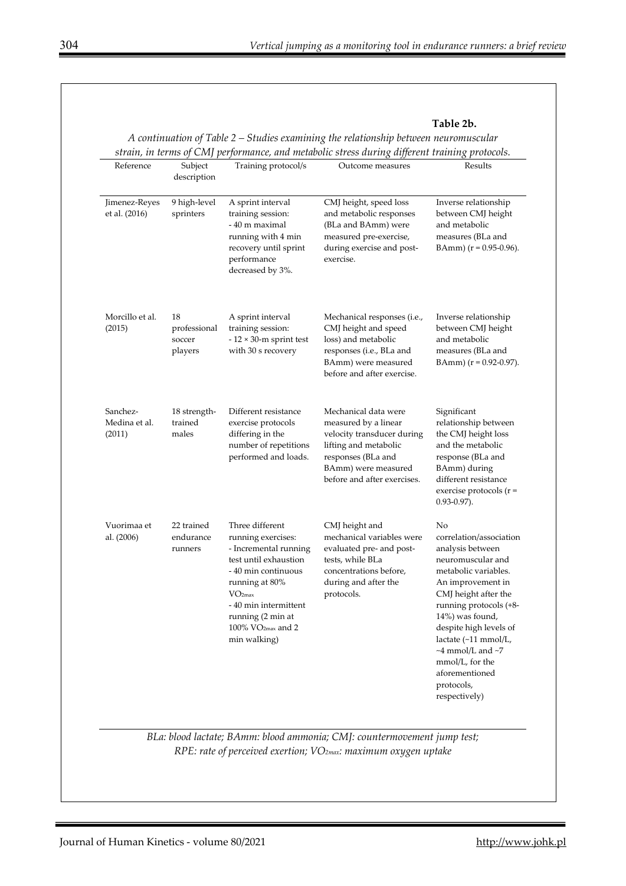**Table 2b.**

*A continuation of Table 2 – Studies examining the relationship between neuromuscular strain, in terms of CMJ performance, and metabolic stress during different training protocols.*

| Reference | Subject description | Training protocol/s | Outcome measures | Results |
|---|---|---|---|---|
| Jimenez-Reyes et al. (2016) | 9 high-level sprinters | A sprint interval training session: - 40 m maximal running with 4 min recovery until sprint performance decreased by 3%. | CMJ height, speed loss and metabolic responses (BLa and BAmm) were measured pre-exercise, during exercise and post-exercise. | Inverse relationship between CMJ height and metabolic measures (BLa and BAmm) (r = 0.95-0.96). |
| Morcillo et al. (2015) | 18 professional soccer players | A sprint interval training session: - 12 × 30-m sprint test with 30 s recovery | Mechanical responses (i.e., CMJ height and speed loss) and metabolic responses (i.e., BLa and BAmm) were measured before and after exercise. | Inverse relationship between CMJ height and metabolic measures (BLa and BAmm) (r = 0.92-0.97). |
| Sanchez-Medina et al. (2011) | 18 strength-trained males | Different resistance exercise protocols differing in the number of repetitions performed and loads. | Mechanical data were measured by a linear velocity transducer during lifting and metabolic responses (BLa and BAmm) were measured before and after exercises. | Significant relationship between the CMJ height loss and the metabolic response (BLa and BAmm) during different resistance exercise protocols (r = 0.93-0.97). |
| Vuorimaa et al. (2006) | 22 trained endurance runners | Three different running exercises: - Incremental running test until exhaustion - 40 min continuous running at 80% $VO_{2max}$ - 40 min intermittent running (2 min at 100% $VO_{2max}$ and 2 min walking) | CMJ height and mechanical variables were evaluated pre- and post-tests, while BLa concentrations before, during and after the protocols. | No correlation/association analysis between neuromuscular and metabolic variables. An improvement in CMJ height after the running protocols (+8-14%) was found, despite high levels of lactate (~11 mmol/L, ~4 mmol/L and ~7 mmol/L, for the aforementioned protocols, respectively) |

*BLa: blood lactate; BAmm: blood ammonia; CMJ: countermovement jump test; RPE: rate of perceived exertion; $VO_{2max}$: maximum oxygen uptake*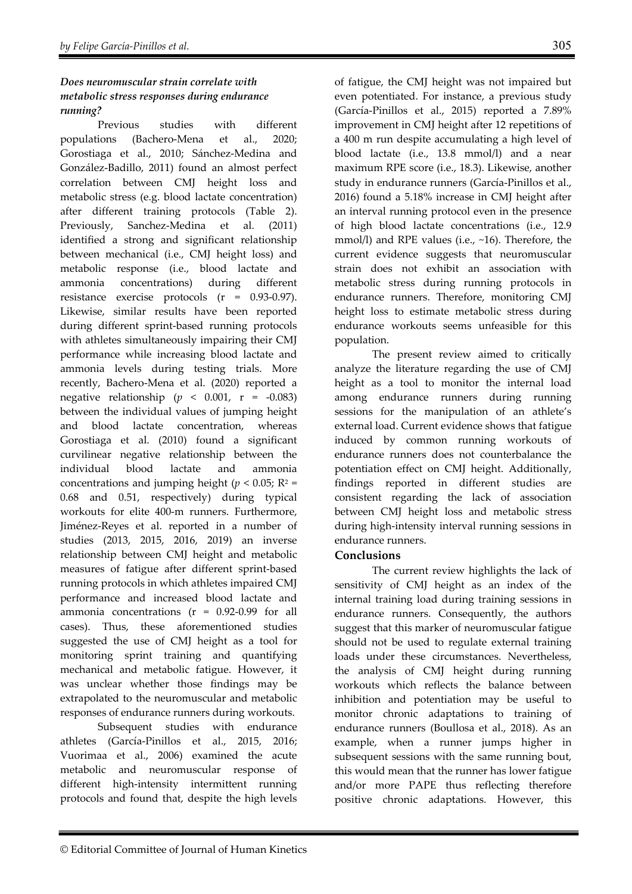### *Does neuromuscular strain correlate with metabolic stress responses during endurance running?*

Previous studies with different populations (Bachero-Mena et al., 2020; Gorostiaga et al., 2010; Sánchez-Medina and González-Badillo, 2011) found an almost perfect correlation between CMJ height loss and metabolic stress (e.g. blood lactate concentration) after different training protocols (Table 2). Previously, Sanchez-Medina et al. (2011) identified a strong and significant relationship between mechanical (i.e., CMJ height loss) and metabolic response (i.e., blood lactate and ammonia concentrations) during different resistance exercise protocols (r = 0.93-0.97). Likewise, similar results have been reported during different sprint-based running protocols with athletes simultaneously impairing their CMJ performance while increasing blood lactate and ammonia levels during testing trials. More recently, Bachero-Mena et al. (2020) reported a negative relationship ($p < 0.001$, r = -0.083) between the individual values of jumping height and blood lactate concentration, whereas Gorostiaga et al. (2010) found a significant curvilinear negative relationship between the individual blood lactate and ammonia concentrations and jumping height ($p < 0.05$; $R^2$ = 0.68 and 0.51, respectively) during typical workouts for elite 400-m runners. Furthermore, Jiménez-Reyes et al. reported in a number of studies (2013, 2015, 2016, 2019) an inverse relationship between CMJ height and metabolic measures of fatigue after different sprint-based running protocols in which athletes impaired CMJ performance and increased blood lactate and ammonia concentrations (r = 0.92-0.99 for all cases). Thus, these aforementioned studies suggested the use of CMJ height as a tool for monitoring sprint training and quantifying mechanical and metabolic fatigue. However, it was unclear whether those findings may be extrapolated to the neuromuscular and metabolic responses of endurance runners during workouts.

Subsequent studies with endurance athletes (García-Pinillos et al., 2015, 2016; Vuorimaa et al., 2006) examined the acute metabolic and neuromuscular response of different high-intensity intermittent running protocols and found that, despite the high levels of fatigue, the CMJ height was not impaired but even potentiated. For instance, a previous study (García-Pinillos et al., 2015) reported a 7.89% improvement in CMJ height after 12 repetitions of a 400 m run despite accumulating a high level of blood lactate (i.e., 13.8 mmol/l) and a near maximum RPE score (i.e., 18.3). Likewise, another study in endurance runners (García-Pinillos et al., 2016) found a 5.18% increase in CMJ height after an interval running protocol even in the presence of high blood lactate concentrations (i.e., 12.9 mmol/l) and RPE values (i.e., ~16). Therefore, the current evidence suggests that neuromuscular strain does not exhibit an association with metabolic stress during running protocols in endurance runners. Therefore, monitoring CMJ height loss to estimate metabolic stress during endurance workouts seems unfeasible for this population.

The present review aimed to critically analyze the literature regarding the use of CMJ height as a tool to monitor the internal load among endurance runners during running sessions for the manipulation of an athlete's external load. Current evidence shows that fatigue induced by common running workouts of endurance runners does not counterbalance the potentiation effect on CMJ height. Additionally, findings reported in different studies are consistent regarding the lack of association between CMJ height loss and metabolic stress during high-intensity interval running sessions in endurance runners.

## Conclusions

The current review highlights the lack of sensitivity of CMJ height as an index of the internal training load during training sessions in endurance runners. Consequently, the authors suggest that this marker of neuromuscular fatigue should not be used to regulate external training loads under these circumstances. Nevertheless, the analysis of CMJ height during running workouts which reflects the balance between inhibition and potentiation may be useful to monitor chronic adaptations to training of endurance runners (Boullosa et al., 2018). As an example, when a runner jumps higher in subsequent sessions with the same running bout, this would mean that the runner has lower fatigue and/or more PAPE thus reflecting therefore positive chronic adaptations. However, this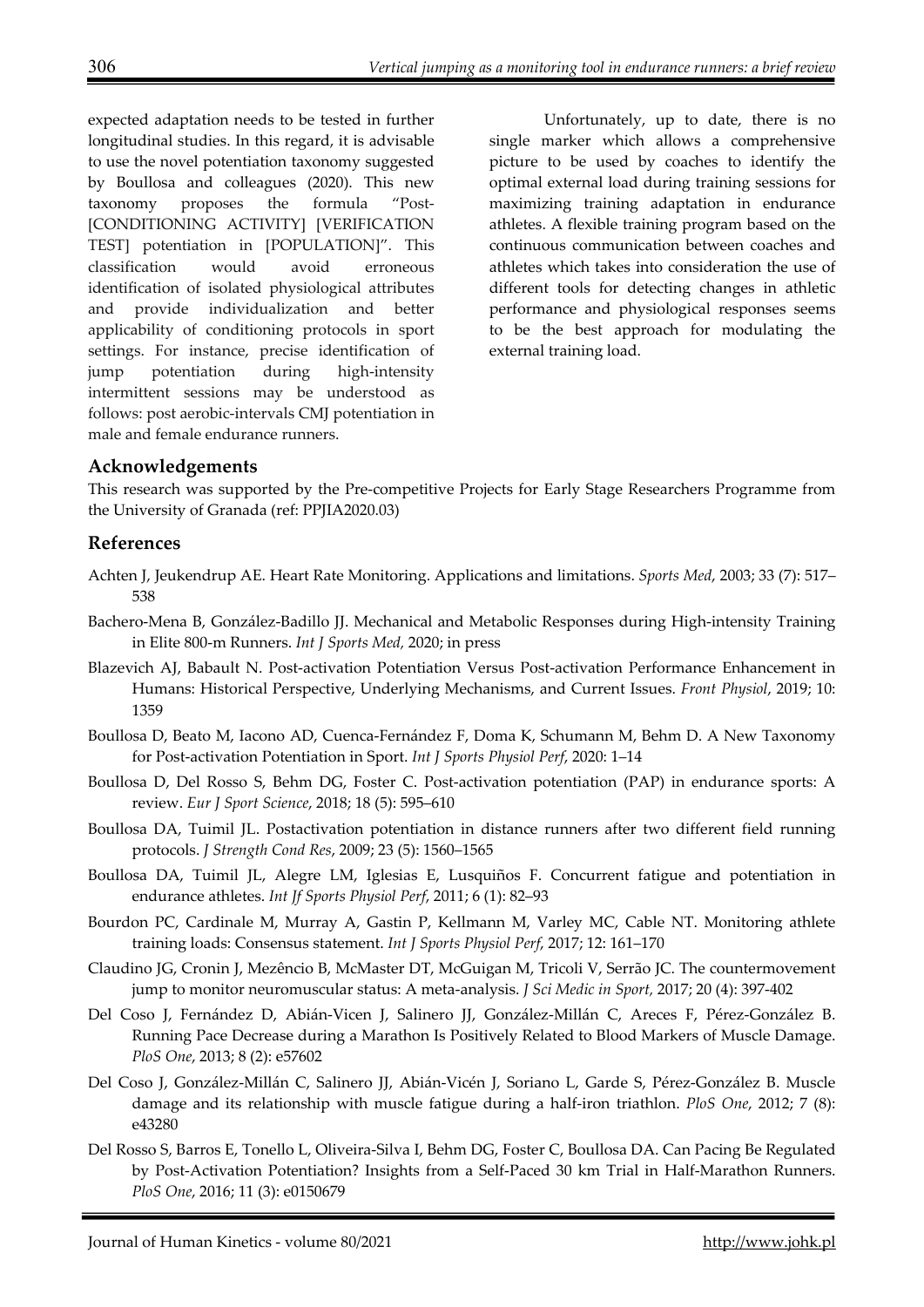expected adaptation needs to be tested in further longitudinal studies. In this regard, it is advisable to use the novel potentiation taxonomy suggested by Boullosa and colleagues (2020). This new taxonomy proposes the formula "Post-[CONDITIONING ACTIVITY] [VERIFICATION TEST] potentiation in [POPULATION]". This classification would avoid erroneous identification of isolated physiological attributes and provide individualization and better applicability of conditioning protocols in sport settings. For instance, precise identification of jump potentiation during high-intensity intermittent sessions may be understood as follows: post aerobic-intervals CMJ potentiation in male and female endurance runners.

Unfortunately, up to date, there is no single marker which allows a comprehensive picture to be used by coaches to identify the optimal external load during training sessions for maximizing training adaptation in endurance athletes. A flexible training program based on the continuous communication between coaches and athletes which takes into consideration the use of different tools for detecting changes in athletic performance and physiological responses seems to be the best approach for modulating the external training load.

## Acknowledgements

This research was supported by the Pre-competitive Projects for Early Stage Researchers Programme from the University of Granada (ref: PPJIA2020.03)

## References

Achten J, Jeukendrup AE. Heart Rate Monitoring. Applications and limitations. *Sports Med*, 2003; 33 (7): 517–538

Bachero-Mena B, González-Badillo JJ. Mechanical and Metabolic Responses during High-intensity Training in Elite 800-m Runners. *Int J Sports Med,* 2020; in press

Blazevich AJ, Babault N. Post-activation Potentiation Versus Post-activation Performance Enhancement in Humans: Historical Perspective, Underlying Mechanisms, and Current Issues. *Front Physiol*, 2019; 10: 1359

Boullosa D, Beato M, Iacono AD, Cuenca-Fernández F, Doma K, Schumann M, Behm D. A New Taxonomy for Post-activation Potentiation in Sport. *Int J Sports Physiol Perf*, 2020: 1–14

Boullosa D, Del Rosso S, Behm DG, Foster C. Post-activation potentiation (PAP) in endurance sports: A review. *Eur J Sport Science*, 2018; 18 (5): 595–610

Boullosa DA, Tuimil JL. Postactivation potentiation in distance runners after two different field running protocols. *J Strength Cond Res*, 2009; 23 (5): 1560–1565

Boullosa DA, Tuimil JL, Alegre LM, Iglesias E, Lusquiños F. Concurrent fatigue and potentiation in endurance athletes. *Int Jf Sports Physiol Perf*, 2011; 6 (1): 82–93

Bourdon PC, Cardinale M, Murray A, Gastin P, Kellmann M, Varley MC, Cable NT. Monitoring athlete training loads: Consensus statement. *Int J Sports Physiol Perf*, 2017; 12: 161–170

Claudino JG, Cronin J, Mezêncio B, McMaster DT, McGuigan M, Tricoli V, Serrão JC. The countermovement jump to monitor neuromuscular status: A meta-analysis. *J Sci Medic in Sport,* 2017; 20 (4): 397-402

Del Coso J, Fernández D, Abián-Vicen J, Salinero JJ, González-Millán C, Areces F, Pérez-González B. Running Pace Decrease during a Marathon Is Positively Related to Blood Markers of Muscle Damage. *PloS One*, 2013; 8 (2): e57602

Del Coso J, González-Millán C, Salinero JJ, Abián-Vicén J, Soriano L, Garde S, Pérez-González B. Muscle damage and its relationship with muscle fatigue during a half-iron triathlon. *PloS One*, 2012; 7 (8): e43280

Del Rosso S, Barros E, Tonello L, Oliveira-Silva I, Behm DG, Foster C, Boullosa DA. Can Pacing Be Regulated by Post-Activation Potentiation? Insights from a Self-Paced 30 km Trial in Half-Marathon Runners. *PloS One*, 2016; 11 (3): e0150679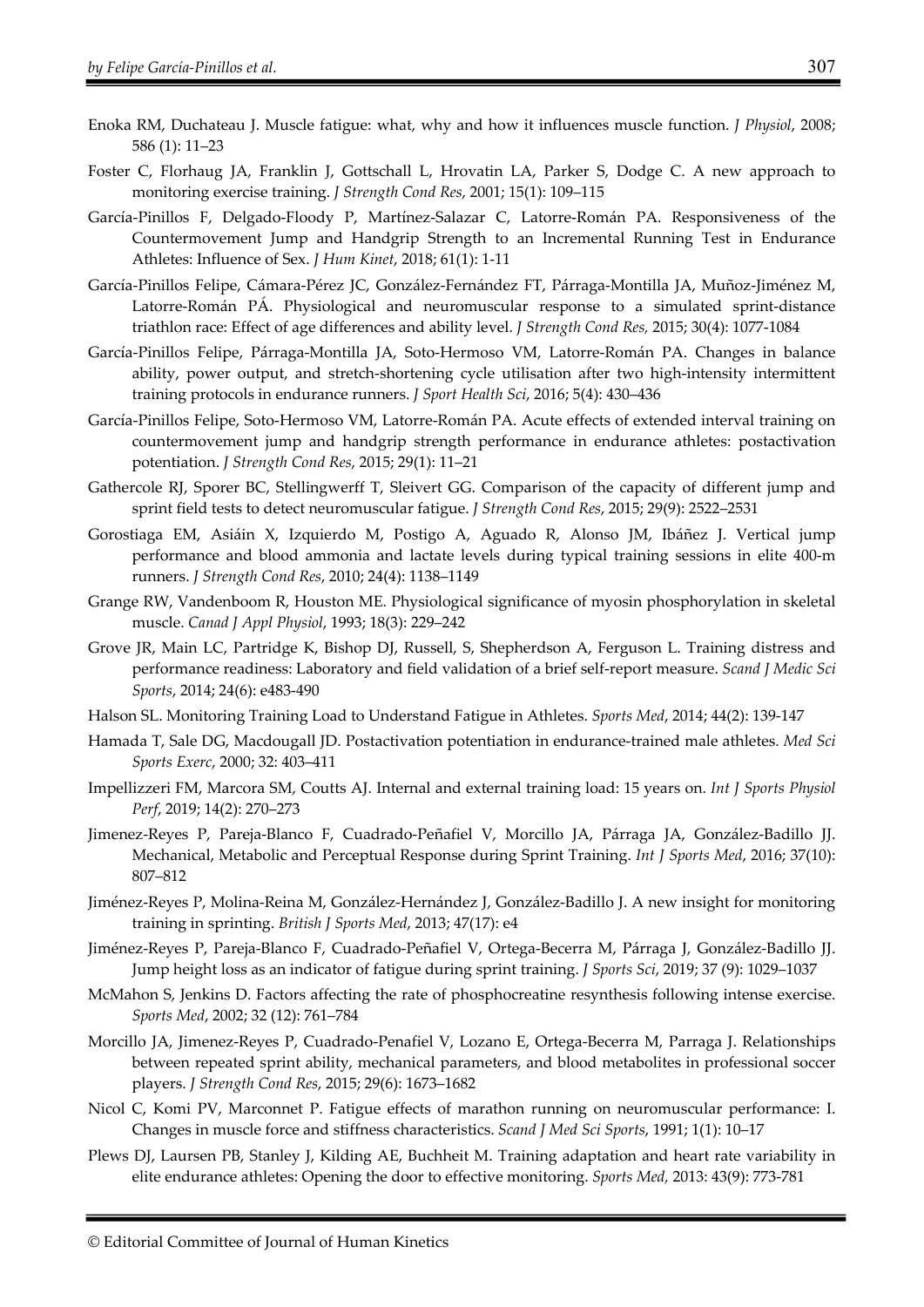Enoka RM, Duchateau J. Muscle fatigue: what, why and how it influences muscle function. *J Physiol*, 2008; 586 (1): 11–23

Foster C, Florhaug JA, Franklin J, Gottschall L, Hrovatin LA, Parker S, Dodge C. A new approach to monitoring exercise training. *J Strength Cond Res*, 2001; 15(1): 109–115

García-Pinillos F, Delgado-Floody P, Martínez-Salazar C, Latorre-Román PA. Responsiveness of the Countermovement Jump and Handgrip Strength to an Incremental Running Test in Endurance Athletes: Influence of Sex. *J Hum Kinet*, 2018; 61(1): 1-11

García-Pinillos Felipe, Cámara-Pérez JC, González-Fernández FT, Párraga-Montilla JA, Muñoz-Jiménez M, Latorre-Román PÁ. Physiological and neuromuscular response to a simulated sprint-distance triathlon race: Effect of age differences and ability level. *J Strength Cond Res,* 2015; 30(4): 1077-1084

García-Pinillos Felipe, Párraga-Montilla JA, Soto-Hermoso VM, Latorre-Román PA. Changes in balance ability, power output, and stretch-shortening cycle utilisation after two high-intensity intermittent training protocols in endurance runners. *J Sport Health Sci*, 2016; 5(4): 430–436

García-Pinillos Felipe, Soto-Hermoso VM, Latorre-Román PA. Acute effects of extended interval training on countermovement jump and handgrip strength performance in endurance athletes: postactivation potentiation. *J Strength Cond Res*, 2015; 29(1): 11–21

Gathercole RJ, Sporer BC, Stellingwerff T, Sleivert GG. Comparison of the capacity of different jump and sprint field tests to detect neuromuscular fatigue. *J Strength Cond Res*, 2015; 29(9): 2522–2531

Gorostiaga EM, Asiáin X, Izquierdo M, Postigo A, Aguado R, Alonso JM, Ibáñez J. Vertical jump performance and blood ammonia and lactate levels during typical training sessions in elite 400-m runners. *J Strength Cond Res*, 2010; 24(4): 1138–1149

Grange RW, Vandenboom R, Houston ME. Physiological significance of myosin phosphorylation in skeletal muscle. *Canad J Appl Physiol*, 1993; 18(3): 229–242

Grove JR, Main LC, Partridge K, Bishop DJ, Russell, S, Shepherdson A, Ferguson L. Training distress and performance readiness: Laboratory and field validation of a brief self-report measure. *Scand J Medic Sci Sports*, 2014; 24(6): e483-490

Halson SL. Monitoring Training Load to Understand Fatigue in Athletes. *Sports Med*, 2014; 44(2): 139-147

Hamada T, Sale DG, Macdougall JD. Postactivation potentiation in endurance-trained male athletes. *Med Sci Sports Exerc*, 2000; 32: 403–411

Impellizzeri FM, Marcora SM, Coutts AJ. Internal and external training load: 15 years on. *Int J Sports Physiol Perf*, 2019; 14(2): 270–273

Jimenez-Reyes P, Pareja-Blanco F, Cuadrado-Peñafiel V, Morcillo JA, Párraga JA, González-Badillo JJ. Mechanical, Metabolic and Perceptual Response during Sprint Training. *Int J Sports Med*, 2016; 37(10): 807–812

Jiménez-Reyes P, Molina-Reina M, González-Hernández J, González-Badillo J. A new insight for monitoring training in sprinting. *British J Sports Med*, 2013; 47(17): e4

Jiménez-Reyes P, Pareja-Blanco F, Cuadrado-Peñafiel V, Ortega-Becerra M, Párraga J, González-Badillo JJ. Jump height loss as an indicator of fatigue during sprint training. *J Sports Sci*, 2019; 37 (9): 1029–1037

McMahon S, Jenkins D. Factors affecting the rate of phosphocreatine resynthesis following intense exercise. *Sports Med*, 2002; 32 (12): 761–784

Morcillo JA, Jimenez-Reyes P, Cuadrado-Penafiel V, Lozano E, Ortega-Becerra M, Parraga J. Relationships between repeated sprint ability, mechanical parameters, and blood metabolites in professional soccer players. *J Strength Cond Res*, 2015; 29(6): 1673–1682

Nicol C, Komi PV, Marconnet P. Fatigue effects of marathon running on neuromuscular performance: I. Changes in muscle force and stiffness characteristics. *Scand J Med Sci Sports*, 1991; 1(1): 10–17

Plews DJ, Laursen PB, Stanley J, Kilding AE, Buchheit M. Training adaptation and heart rate variability in elite endurance athletes: Opening the door to effective monitoring. *Sports Med,* 2013: 43(9): 773-781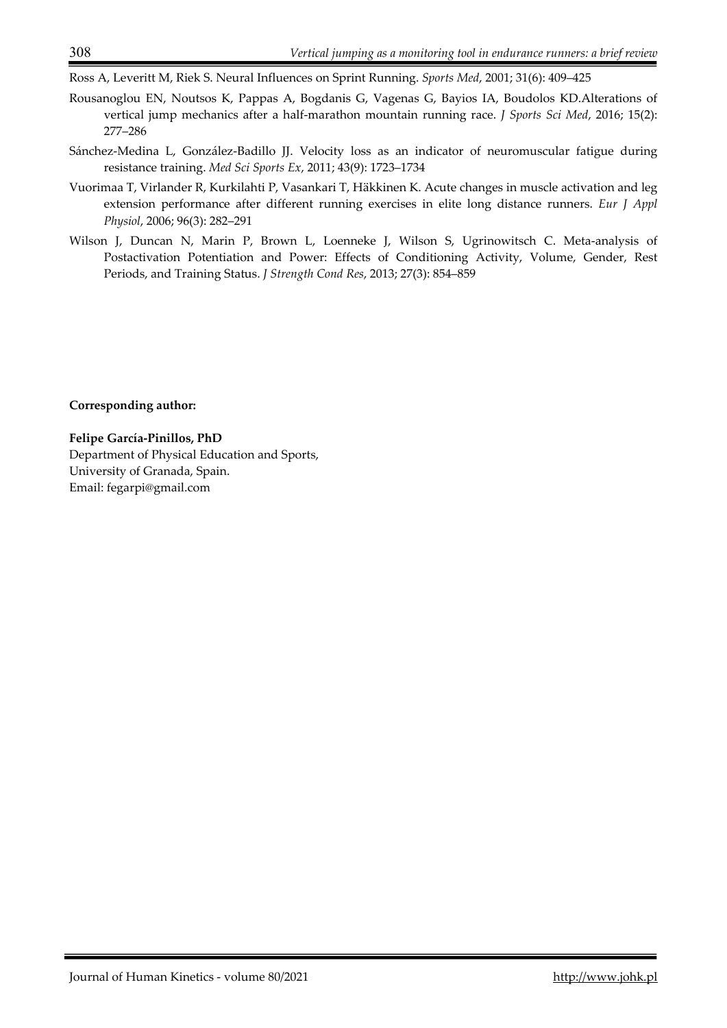Ross A, Leveritt M, Riek S. Neural Influences on Sprint Running. *Sports Med*, 2001; 31(6): 409–425

Rousanoglou EN, Noutsos K, Pappas A, Bogdanis G, Vagenas G, Bayios IA, Boudolos KD.Alterations of vertical jump mechanics after a half-marathon mountain running race. *J Sports Sci Med*, 2016; 15(2): 277–286

Sánchez-Medina L, González-Badillo JJ. Velocity loss as an indicator of neuromuscular fatigue during resistance training. *Med Sci Sports Ex*, 2011; 43(9): 1723–1734

Vuorimaa T, Virlander R, Kurkilahti P, Vasankari T, Häkkinen K. Acute changes in muscle activation and leg extension performance after different running exercises in elite long distance runners. *Eur J Appl Physiol*, 2006; 96(3): 282–291

Wilson J, Duncan N, Marin P, Brown L, Loenneke J, Wilson S, Ugrinowitsch C. Meta-analysis of Postactivation Potentiation and Power: Effects of Conditioning Activity, Volume, Gender, Rest Periods, and Training Status. *J Strength Cond Res*, 2013; 27(3): 854–859

**Corresponding author:**

**Felipe García-Pinillos, PhD**
Department of Physical Education and Sports,
University of Granada, Spain.
Email: fegarpi@gmail.com